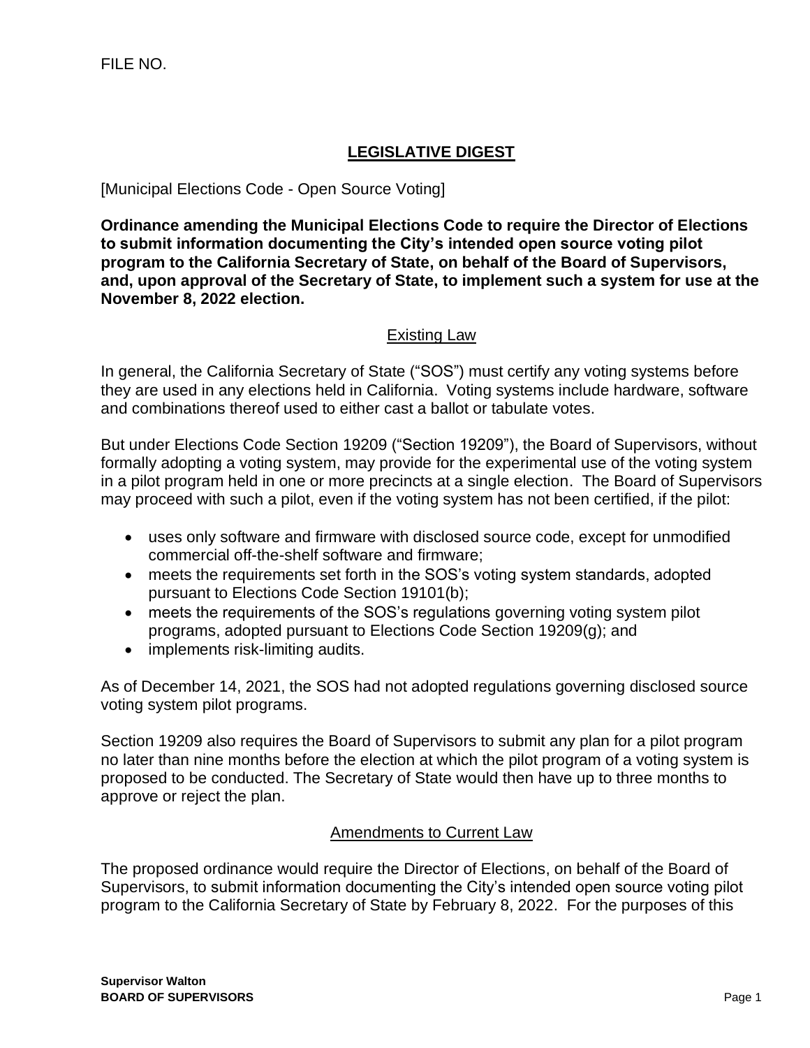FILE NO.

## LEGISLATIVE DIGEST

[Municipal Elections Code - Open Source Voting]

**Ordinance amending the Municipal Elections Code to require the Director of Elections to submit information documenting the City's intended open source voting pilot program to the California Secretary of State, on behalf of the Board of Supervisors, and, upon approval of the Secretary of State, to implement such a system for use at the November 8, 2022 election.**

### Existing Law

In general, the California Secretary of State ("SOS") must certify any voting systems before they are used in any elections held in California. Voting systems include hardware, software and combinations thereof used to either cast a ballot or tabulate votes.

But under Elections Code Section 19209 ("Section 19209"), the Board of Supervisors, without formally adopting a voting system, may provide for the experimental use of the voting system in a pilot program held in one or more precincts at a single election. The Board of Supervisors may proceed with such a pilot, even if the voting system has not been certified, if the pilot:

- uses only software and firmware with disclosed source code, except for unmodified commercial off-the-shelf software and firmware;
- meets the requirements set forth in the SOS's voting system standards, adopted pursuant to Elections Code Section 19101(b);
- meets the requirements of the SOS's regulations governing voting system pilot programs, adopted pursuant to Elections Code Section 19209(g); and
- implements risk-limiting audits.

As of December 14, 2021, the SOS had not adopted regulations governing disclosed source voting system pilot programs.

Section 19209 also requires the Board of Supervisors to submit any plan for a pilot program no later than nine months before the election at which the pilot program of a voting system is proposed to be conducted. The Secretary of State would then have up to three months to approve or reject the plan.

### Amendments to Current Law

The proposed ordinance would require the Director of Elections, on behalf of the Board of Supervisors, to submit information documenting the City's intended open source voting pilot program to the California Secretary of State by February 8, 2022. For the purposes of this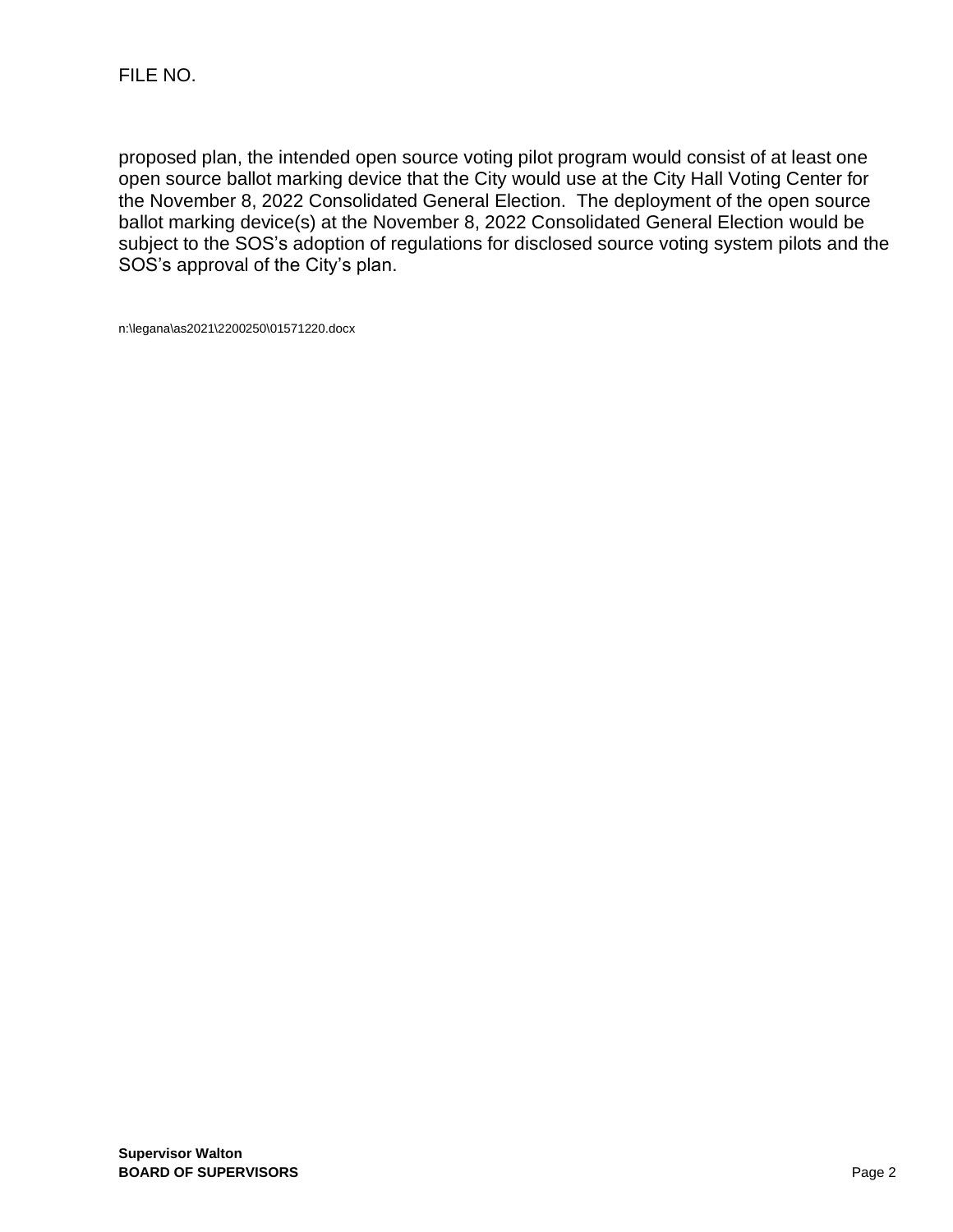proposed plan, the intended open source voting pilot program would consist of at least one open source ballot marking device that the City would use at the City Hall Voting Center for the November 8, 2022 Consolidated General Election. The deployment of the open source ballot marking device(s) at the November 8, 2022 Consolidated General Election would be subject to the SOS's adoption of regulations for disclosed source voting system pilots and the SOS's approval of the City's plan.

n:\legana\as2021\2200250\01571220.docx